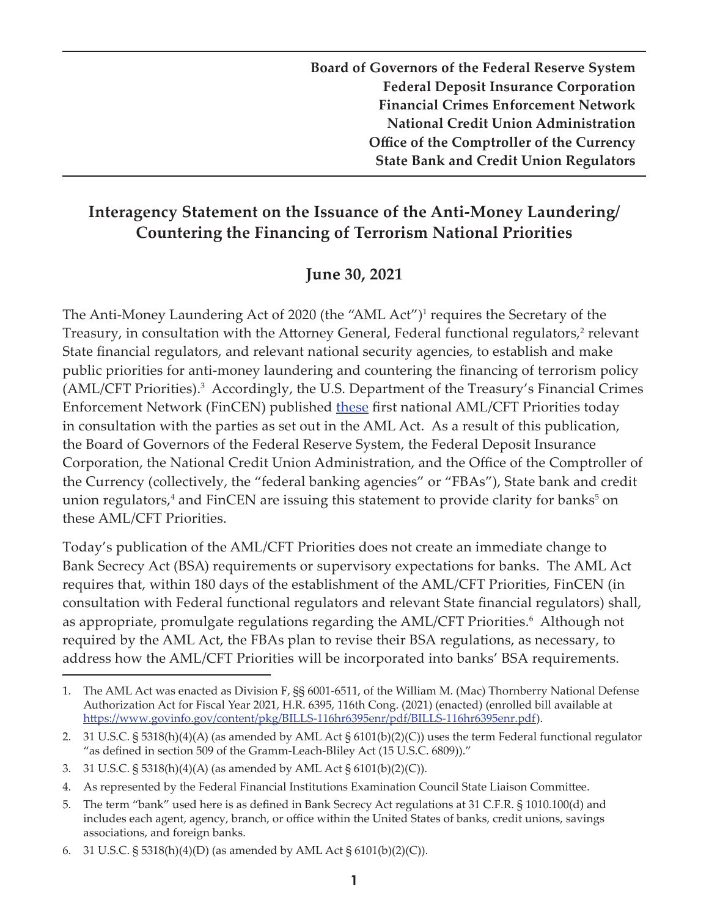**Board of Governors of the Federal Reserve System**
**Federal Deposit Insurance Corporation**
**Financial Crimes Enforcement Network**
**National Credit Union Administration**
**Office of the Comptroller of the Currency**
**State Bank and Credit Union Regulators**

# Interagency Statement on the Issuance of the Anti-Money Laundering/ Countering the Financing of Terrorism National Priorities

## June 30, 2021

The Anti-Money Laundering Act of 2020 (the "AML Act")[1] requires the Secretary of the Treasury, in consultation with the Attorney General, Federal functional regulators,[2] relevant State financial regulators, and relevant national security agencies, to establish and make public priorities for anti-money laundering and countering the financing of terrorism policy (AML/CFT Priorities).[3] Accordingly, the U.S. Department of the Treasury's Financial Crimes Enforcement Network (FinCEN) published these first national AML/CFT Priorities today in consultation with the parties as set out in the AML Act. As a result of this publication, the Board of Governors of the Federal Reserve System, the Federal Deposit Insurance Corporation, the National Credit Union Administration, and the Office of the Comptroller of the Currency (collectively, the "federal banking agencies" or "FBAs"), State bank and credit union regulators,[4] and FinCEN are issuing this statement to provide clarity for banks[5] on these AML/CFT Priorities.

Today's publication of the AML/CFT Priorities does not create an immediate change to Bank Secrecy Act (BSA) requirements or supervisory expectations for banks. The AML Act requires that, within 180 days of the establishment of the AML/CFT Priorities, FinCEN (in consultation with Federal functional regulators and relevant State financial regulators) shall, as appropriate, promulgate regulations regarding the AML/CFT Priorities.[6] Although not required by the AML Act, the FBAs plan to revise their BSA regulations, as necessary, to address how the AML/CFT Priorities will be incorporated into banks' BSA requirements.

---

1. The AML Act was enacted as Division F, §§ 6001-6511, of the William M. (Mac) Thornberry National Defense Authorization Act for Fiscal Year 2021, H.R. 6395, 116th Cong. (2021) (enacted) (enrolled bill available at https://www.govinfo.gov/content/pkg/BILLS-116hr6395enr/pdf/BILLS-116hr6395enr.pdf).
2. 31 U.S.C. § 5318(h)(4)(A) (as amended by AML Act § 6101(b)(2)(C)) uses the term Federal functional regulator "as defined in section 509 of the Gramm-Leach-Bliley Act (15 U.S.C. 6809))."
3. 31 U.S.C. § 5318(h)(4)(A) (as amended by AML Act § 6101(b)(2)(C)).
4. As represented by the Federal Financial Institutions Examination Council State Liaison Committee.
5. The term "bank" used here is as defined in Bank Secrecy Act regulations at 31 C.F.R. § 1010.100(d) and includes each agent, agency, branch, or office within the United States of banks, credit unions, savings associations, and foreign banks.
6. 31 U.S.C. § 5318(h)(4)(D) (as amended by AML Act § 6101(b)(2)(C)).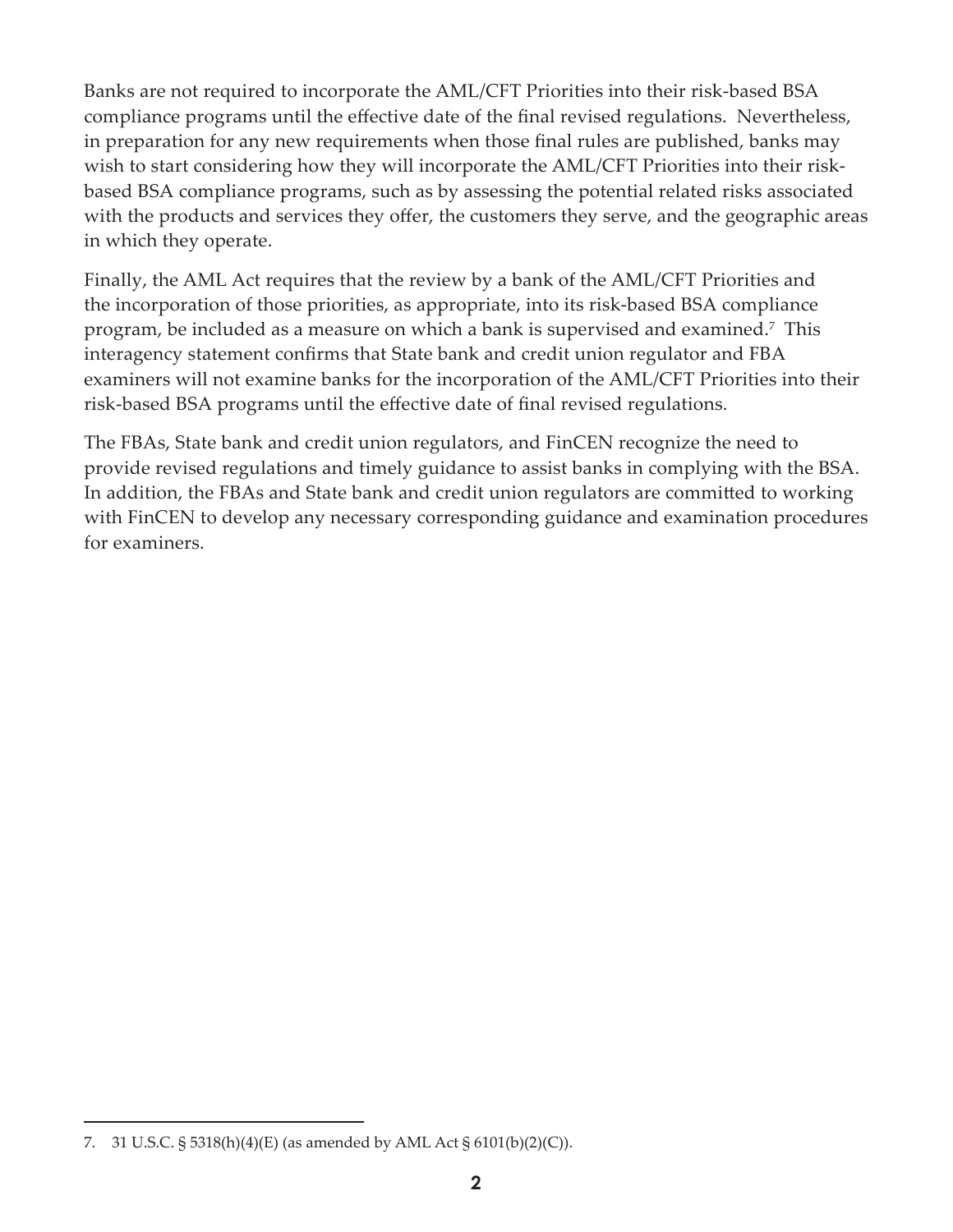Banks are not required to incorporate the AML/CFT Priorities into their risk-based BSA compliance programs until the effective date of the final revised regulations. Nevertheless, in preparation for any new requirements when those final rules are published, banks may wish to start considering how they will incorporate the AML/CFT Priorities into their risk-based BSA compliance programs, such as by assessing the potential related risks associated with the products and services they offer, the customers they serve, and the geographic areas in which they operate.

Finally, the AML Act requires that the review by a bank of the AML/CFT Priorities and the incorporation of those priorities, as appropriate, into its risk-based BSA compliance program, be included as a measure on which a bank is supervised and examined.[7] This interagency statement confirms that State bank and credit union regulator and FBA examiners will not examine banks for the incorporation of the AML/CFT Priorities into their risk-based BSA programs until the effective date of final revised regulations.

The FBAs, State bank and credit union regulators, and FinCEN recognize the need to provide revised regulations and timely guidance to assist banks in complying with the BSA. In addition, the FBAs and State bank and credit union regulators are committed to working with FinCEN to develop any necessary corresponding guidance and examination procedures for examiners.

---

7. 31 U.S.C. § 5318(h)(4)(E) (as amended by AML Act § 6101(b)(2)(C)).